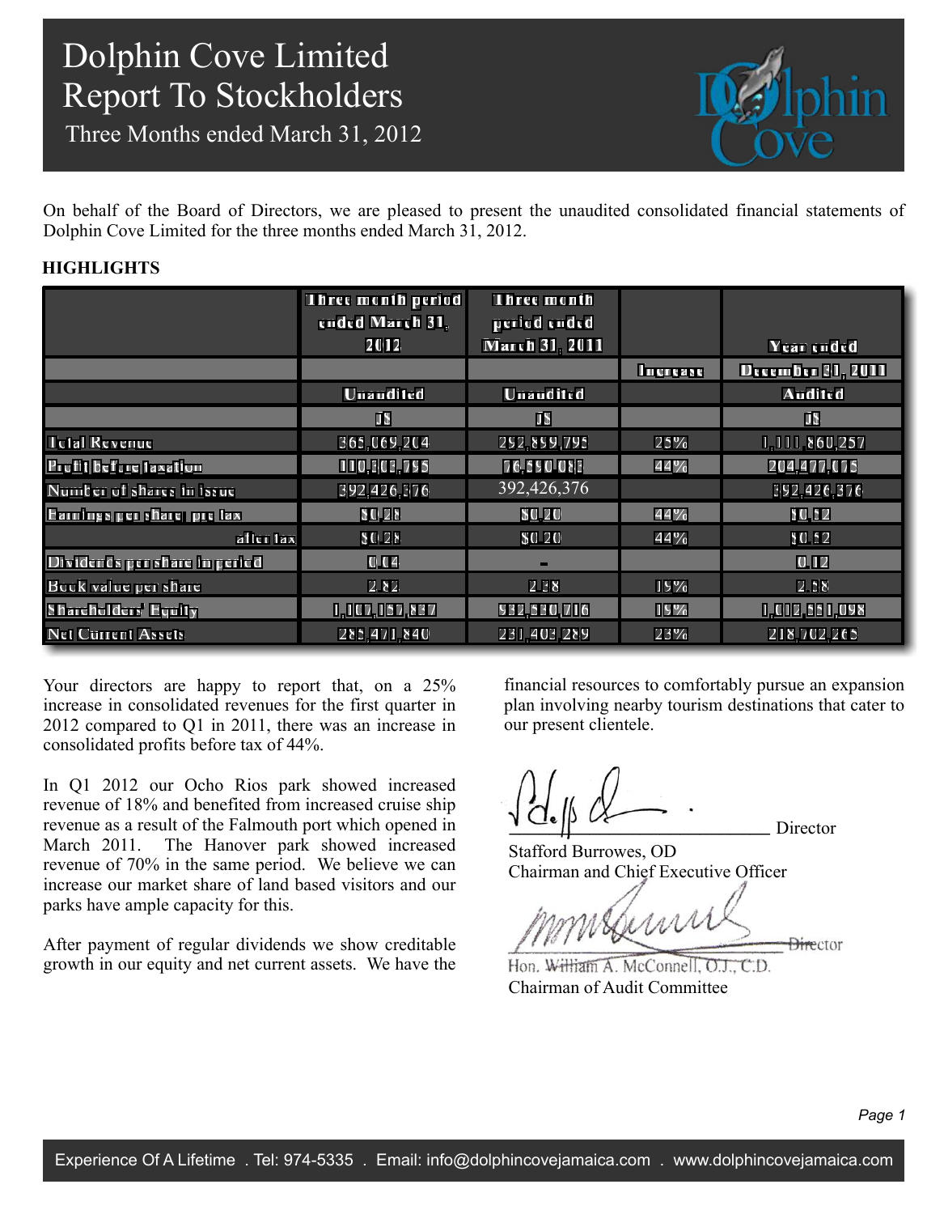# Dolphin Cove Limited
# Report To Stockholders

Three Months ended March 31, 2012

On behalf of the Board of Directors, we are pleased to present the unaudited consolidated financial statements of Dolphin Cove Limited for the three months ended March 31, 2012.

**HIGHLIGHTS**

| | Three month period ended March 31, 2012 | Three month period ended March 31, 2011 | Increase | Year ended December 31, 2011 |
|---|---|---|---|---|
| | Unaudited | Unaudited | | Audited |
| | J$ | J$ | | J$ |
| Total Revenue | 365,069,204 | 292,859,795 | 25% | 1,111,860,257 |
| Profit before taxation | 110,303,795 | 76,550,083 | 44% | 204,477,075 |
| Number of shares in issue | 392,426,376 | 392,426,376 | | 392,426,376 |
| Earnings per share - pre tax | $0.28 | $0.20 | 44% | $0.52 |
| after tax | $0.28 | $0.20 | 44% | $0.52 |
| Dividends per share in period | 0.04 | - | | 0.12 |
| Book value per share | 2.82 | 2.38 | 19% | 2.58 |
| Shareholders' Equity | 1,107,157,837 | 932,530,716 | 19% | 1,012,551,098 |
| Net Current Assets | 285,471,840 | 231,403,289 | 23% | 218,702,265 |

Your directors are happy to report that, on a 25% increase in consolidated revenues for the first quarter in 2012 compared to Q1 in 2011, there was an increase in consolidated profits before tax of 44%.

In Q1 2012 our Ocho Rios park showed increased revenue of 18% and benefited from increased cruise ship revenue as a result of the Falmouth port which opened in March 2011. The Hanover park showed increased revenue of 70% in the same period. We believe we can increase our market share of land based visitors and our parks have ample capacity for this.

After payment of regular dividends we show creditable growth in our equity and net current assets. We have the financial resources to comfortably pursue an expansion plan involving nearby tourism destinations that cater to our present clientele.

\_\_\_\_\_\_\_\_\_\_\_\_\_\_\_\_\_\_\_\_\_\_\_\_ Director
Stafford Burrowes, OD
Chairman and Chief Executive Officer

\_\_\_\_\_\_\_\_\_\_\_\_\_\_\_\_\_\_\_\_\_\_\_\_ Director
Hon. William A. McConnell, O.J., C.D.
Chairman of Audit Committee

Experience Of A Lifetime . Tel: 974-5335 . Email: info@dolphincovejamaica.com . www.dolphincovejamaica.com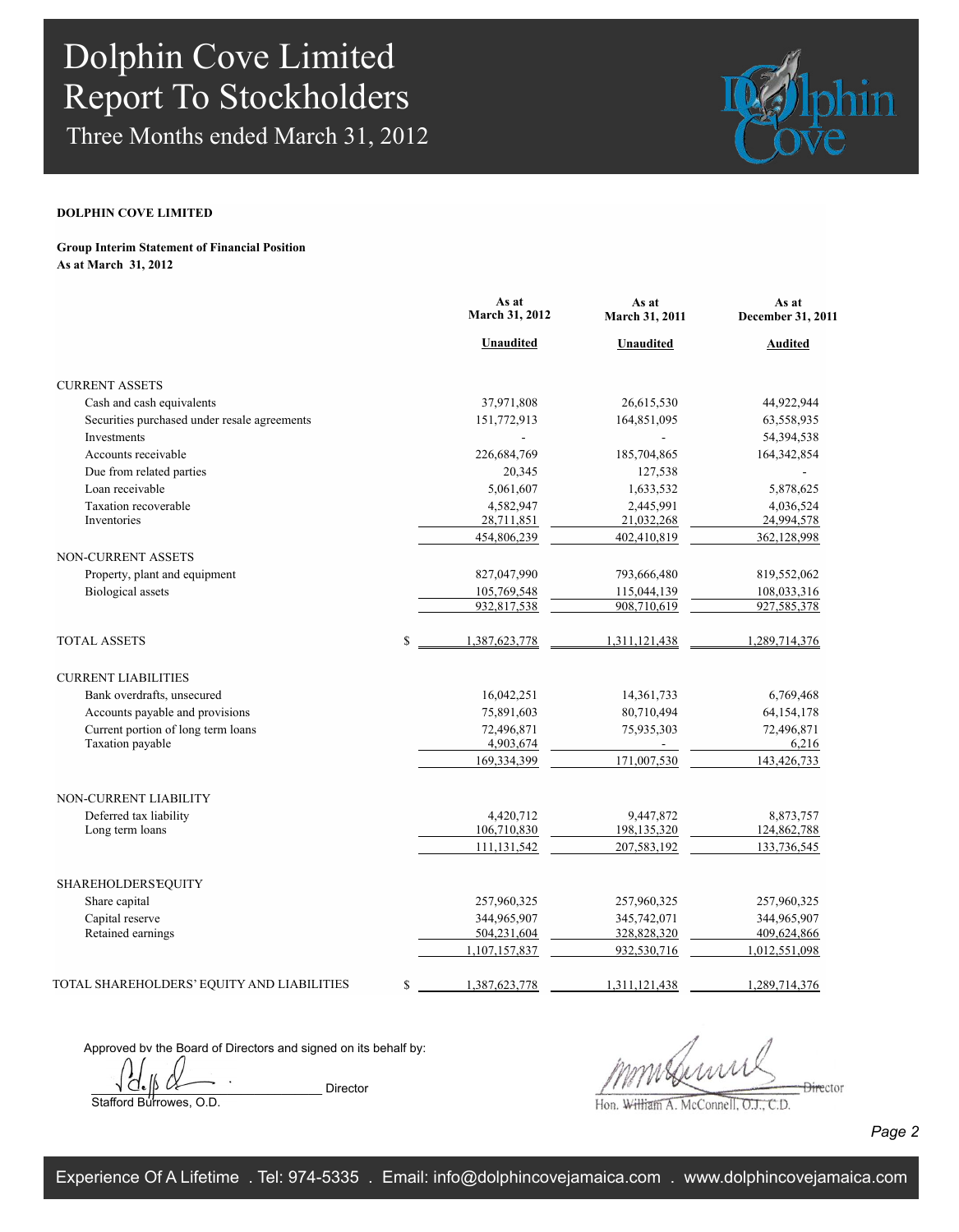# Dolphin Cove Limited
## Report To Stockholders
### Three Months ended March 31, 2012

**DOLPHIN COVE LIMITED**

**Group Interim Statement of Financial Position**
**As at March 31, 2012**

| | | As at March 31, 2012 | As at March 31, 2011 | As at December 31, 2011 |
|---|---|---|---|---|
| | | **Unaudited** | **Unaudited** | **Audited** |
| CURRENT ASSETS | | | | |
| Cash and cash equivalents | | 37,971,808 | 26,615,530 | 44,922,944 |
| Securities purchased under resale agreements | | 151,772,913 | 164,851,095 | 63,558,935 |
| Investments | | - | - | 54,394,538 |
| Accounts receivable | | 226,684,769 | 185,704,865 | 164,342,854 |
| Due from related parties | | 20,345 | 127,538 | - |
| Loan receivable | | 5,061,607 | 1,633,532 | 5,878,625 |
| Taxation recoverable | | 4,582,947 | 2,445,991 | 4,036,524 |
| Inventories | | 28,711,851 | 21,032,268 | 24,994,578 |
| | | 454,806,239 | 402,410,819 | 362,128,998 |
| NON-CURRENT ASSETS | | | | |
| Property, plant and equipment | | 827,047,990 | 793,666,480 | 819,552,062 |
| Biological assets | | 105,769,548 | 115,044,139 | 108,033,316 |
| | | 932,817,538 | 908,710,619 | 927,585,378 |
| TOTAL ASSETS | $ | 1,387,623,778 | 1,311,121,438 | 1,289,714,376 |
| CURRENT LIABILITIES | | | | |
| Bank overdrafts, unsecured | | 16,042,251 | 14,361,733 | 6,769,468 |
| Accounts payable and provisions | | 75,891,603 | 80,710,494 | 64,154,178 |
| Current portion of long term loans | | 72,496,871 | 75,935,303 | 72,496,871 |
| Taxation payable | | 4,903,674 | - | 6,216 |
| | | 169,334,399 | 171,007,530 | 143,426,733 |
| NON-CURRENT LIABILITY | | | | |
| Deferred tax liability | | 4,420,712 | 9,447,872 | 8,873,757 |
| Long term loans | | 106,710,830 | 198,135,320 | 124,862,788 |
| | | 111,131,542 | 207,583,192 | 133,736,545 |
| SHAREHOLDERS' EQUITY | | | | |
| Share capital | | 257,960,325 | 257,960,325 | 257,960,325 |
| Capital reserve | | 344,965,907 | 345,742,071 | 344,965,907 |
| Retained earnings | | 504,231,604 | 328,828,320 | 409,624,866 |
| | | 1,107,157,837 | 932,530,716 | 1,012,551,098 |
| TOTAL SHAREHOLDERS' EQUITY AND LIABILITIES | $ | 1,387,623,778 | 1,311,121,438 | 1,289,714,376 |

Approved by the Board of Directors and signed on its behalf by:

Director
Stafford Burrowes, O.D.

Director
Hon. William A. McConnell, O.J., C.D.

Experience Of A Lifetime . Tel: 974-5335 . Email: info@dolphincovejamaica.com . www.dolphincovejamaica.com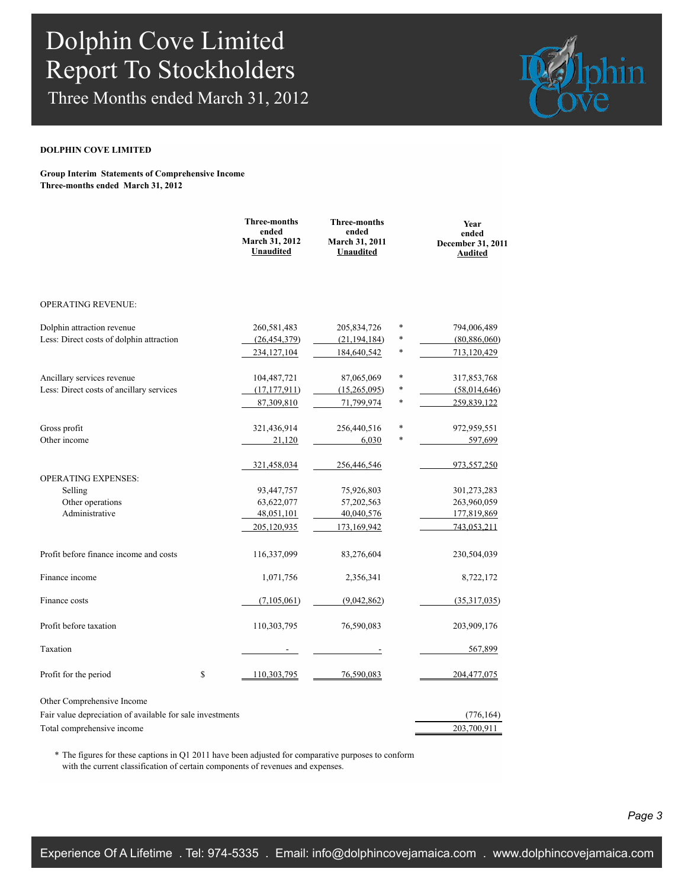# Dolphin Cove Limited
# Report To Stockholders
## Three Months ended March 31, 2012

**DOLPHIN COVE LIMITED**

**Group Interim Statements of Comprehensive Income**
**Three-months ended March 31, 2012**

| | | Three-months ended March 31, 2012 Unaudited | Three-months ended March 31, 2011 Unaudited | | Year ended December 31, 2011 Audited |
|---|---|---|---|---|---|
| OPERATING REVENUE: | | | | | |
| Dolphin attraction revenue | | 260,581,483 | 205,834,726 | * | 794,006,489 |
| Less: Direct costs of dolphin attraction | | (26,454,379) | (21,194,184) | * | (80,886,060) |
| | | 234,127,104 | 184,640,542 | * | 713,120,429 |
| Ancillary services revenue | | 104,487,721 | 87,065,069 | * | 317,853,768 |
| Less: Direct costs of ancillary services | | (17,177,911) | (15,265,095) | * | (58,014,646) |
| | | 87,309,810 | 71,799,974 | * | 259,839,122 |
| Gross profit | | 321,436,914 | 256,440,516 | * | 972,959,551 |
| Other income | | 21,120 | 6,030 | * | 597,699 |
| | | 321,458,034 | 256,446,546 | | 973,557,250 |
| OPERATING EXPENSES: | | | | | |
| Selling | | 93,447,757 | 75,926,803 | | 301,273,283 |
| Other operations | | 63,622,077 | 57,202,563 | | 263,960,059 |
| Administrative | | 48,051,101 | 40,040,576 | | 177,819,869 |
| | | 205,120,935 | 173,169,942 | | 743,053,211 |
| Profit before finance income and costs | | 116,337,099 | 83,276,604 | | 230,504,039 |
| Finance income | | 1,071,756 | 2,356,341 | | 8,722,172 |
| Finance costs | | (7,105,061) | (9,042,862) | | (35,317,035) |
| Profit before taxation | | 110,303,795 | 76,590,083 | | 203,909,176 |
| Taxation | | - | - | | 567,899 |
| Profit for the period | $ | 110,303,795 | 76,590,083 | | 204,477,075 |
| Other Comprehensive Income | | | | | |
| Fair value depreciation of available for sale investments | | | | | (776,164) |
| Total comprehensive income | | | | | 203,700,911 |

\* The figures for these captions in Q1 2011 have been adjusted for comparative purposes to conform with the current classification of certain components of revenues and expenses.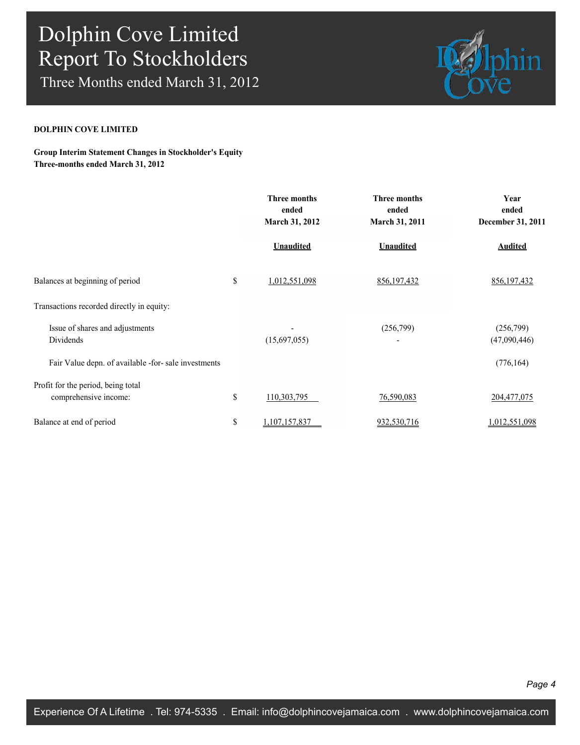**DOLPHIN COVE LIMITED**

**Group Interim Statement Changes in Stockholder's Equity**
**Three-months ended March 31, 2012**

| | | Three months ended March 31, 2012 | Three months ended March 31, 2011 | Year ended December 31, 2011 |
|---|---|---|---|---|
| | | Unaudited | Unaudited | Audited |
| Balances at beginning of period | $ | 1,012,551,098 | 856,197,432 | 856,197,432 |
| Transactions recorded directly in equity: | | | | |
| Issue of shares and adjustments | | - | (256,799) | (256,799) |
| Dividends | | (15,697,055) | - | (47,090,446) |
| Fair Value depn. of available -for- sale investments | | | | (776,164) |
| Profit for the period, being total comprehensive income: | $ | 110,303,795 | 76,590,083 | 204,477,075 |
| Balance at end of period | $ | 1,107,157,837 | 932,530,716 | 1,012,551,098 |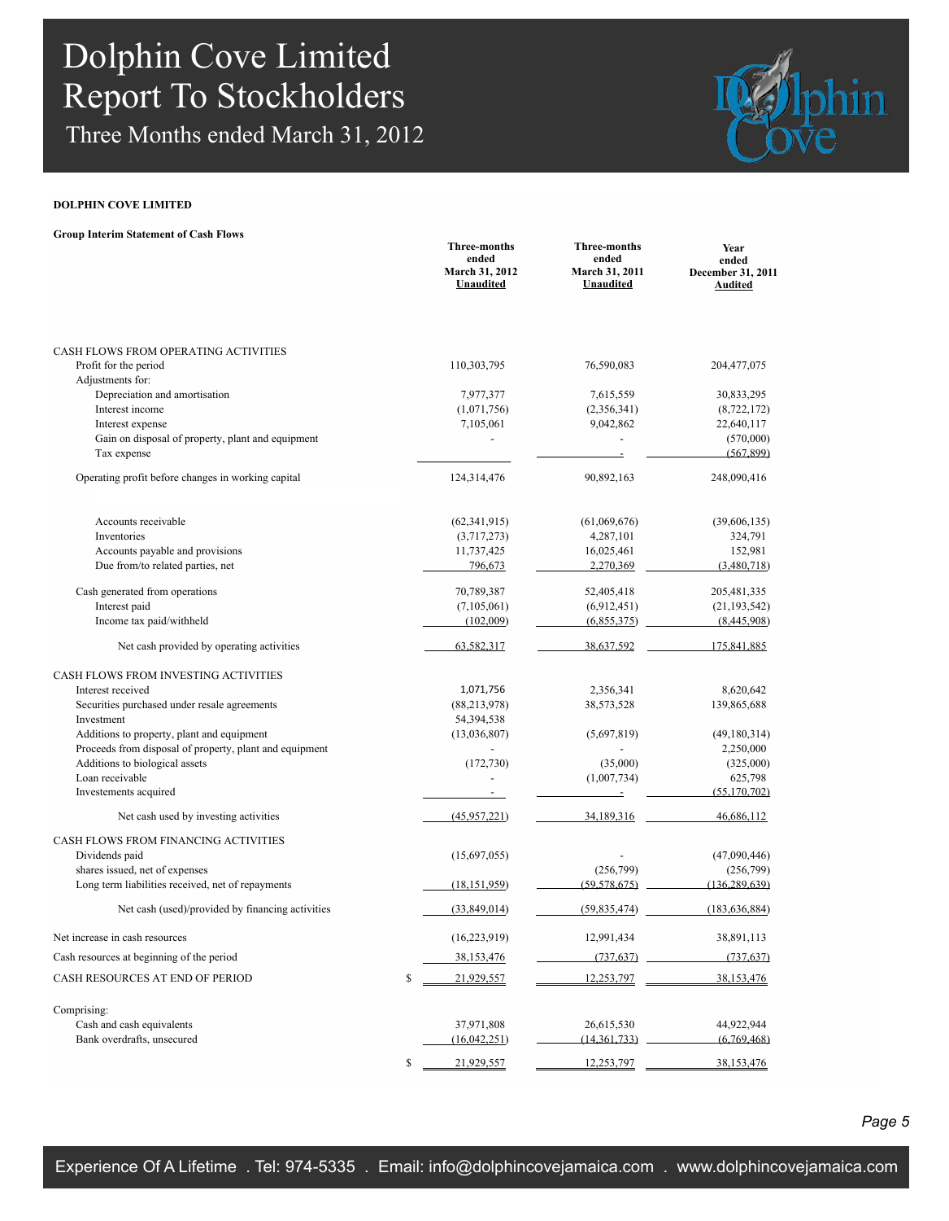# Dolphin Cove Limited
# Report To Stockholders
## Three Months ended March 31, 2012

**DOLPHIN COVE LIMITED**

**Group Interim Statement of Cash Flows**

| | Three-months ended March 31, 2012 Unaudited | Three-months ended March 31, 2011 Unaudited | Year ended December 31, 2011 Audited |
|---|---|---|---|
| CASH FLOWS FROM OPERATING ACTIVITIES | | | |
| Profit for the period | 110,303,795 | 76,590,083 | 204,477,075 |
| Adjustments for: | | | |
| Depreciation and amortisation | 7,977,377 | 7,615,559 | 30,833,295 |
| Interest income | (1,071,756) | (2,356,341) | (8,722,172) |
| Interest expense | 7,105,061 | 9,042,862 | 22,640,117 |
| Gain on disposal of property, plant and equipment | - | - | (570,000) |
| Tax expense | | - | (567,899) |
| Operating profit before changes in working capital | 124,314,476 | 90,892,163 | 248,090,416 |
| Accounts receivable | (62,341,915) | (61,069,676) | (39,606,135) |
| Inventories | (3,717,273) | 4,287,101 | 324,791 |
| Accounts payable and provisions | 11,737,425 | 16,025,461 | 152,981 |
| Due from/to related parties, net | 796,673 | 2,270,369 | (3,480,718) |
| Cash generated from operations | 70,789,387 | 52,405,418 | 205,481,335 |
| Interest paid | (7,105,061) | (6,912,451) | (21,193,542) |
| Income tax paid/withheld | (102,009) | (6,855,375) | (8,445,908) |
| Net cash provided by operating activities | 63,582,317 | 38,637,592 | 175,841,885 |
| CASH FLOWS FROM INVESTING ACTIVITIES | | | |
| Interest received | 1,071,756 | 2,356,341 | 8,620,642 |
| Securities purchased under resale agreements | (88,213,978) | 38,573,528 | 139,865,688 |
| Investment | 54,394,538 | | |
| Additions to property, plant and equipment | (13,036,807) | (5,697,819) | (49,180,314) |
| Proceeds from disposal of property, plant and equipment | - | - | 2,250,000 |
| Additions to biological assets | (172,730) | (35,000) | (325,000) |
| Loan receivable | - | (1,007,734) | 625,798 |
| Investements acquired | - | - | (55,170,702) |
| Net cash used by investing activities | (45,957,221) | 34,189,316 | 46,686,112 |
| CASH FLOWS FROM FINANCING ACTIVITIES | | | |
| Dividends paid | (15,697,055) | - | (47,090,446) |
| shares issued, net of expenses | | (256,799) | (256,799) |
| Long term liabilities received, net of repayments | (18,151,959) | (59,578,675) | (136,289,639) |
| Net cash (used)/provided by financing activities | (33,849,014) | (59,835,474) | (183,636,884) |
| Net increase in cash resources | (16,223,919) | 12,991,434 | 38,891,113 |
| Cash resources at beginning of the period | 38,153,476 | (737,637) | (737,637) |
| CASH RESOURCES AT END OF PERIOD | $ 21,929,557 | 12,253,797 | 38,153,476 |
| Comprising: | | | |
| Cash and cash equivalents | 37,971,808 | 26,615,530 | 44,922,944 |
| Bank overdrafts, unsecured | (16,042,251) | (14,361,733) | (6,769,468) |
| | $ 21,929,557 | 12,253,797 | 38,153,476 |

Experience Of A Lifetime . Tel: 974-5335 . Email: info@dolphincovejamaica.com . www.dolphincovejamaica.com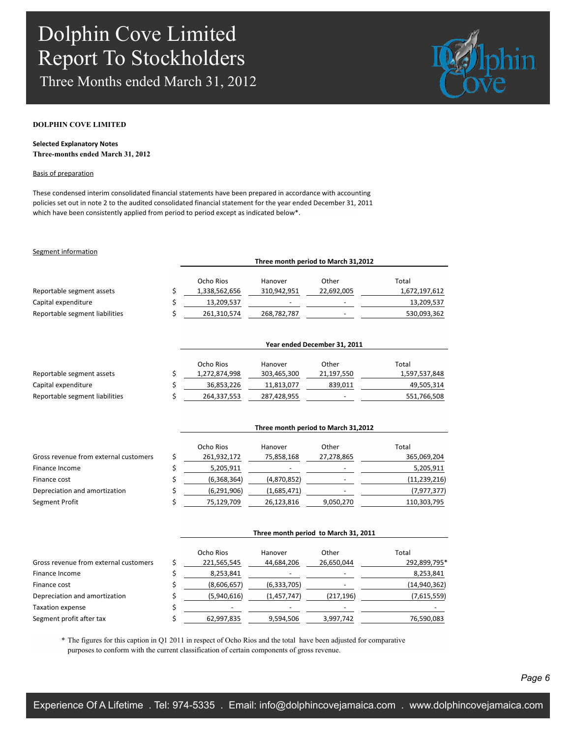# Dolphin Cove Limited
# Report To Stockholders
## Three Months ended March 31, 2012

**DOLPHIN COVE LIMITED**

**Selected Explanatory Notes**
**Three-months ended March 31, 2012**

Basis of preparation

These condensed interim consolidated financial statements have been prepared in accordance with accounting policies set out in note 2 to the audited consolidated financial statement for the year ended December 31, 2011 which have been consistently applied from period to period except as indicated below*.

Segment information

| | | Three month period to March 31,2012 | | | |
|---|---|---|---|---|---|
| | | Ocho Rios | Hanover | Other | Total |
| Reportable segment assets | $ | 1,338,562,656 | 310,942,951 | 22,692,005 | 1,672,197,612 |
| Capital expenditure | $ | 13,209,537 | - | - | 13,209,537 |
| Reportable segment liabilities | $ | 261,310,574 | 268,782,787 | - | 530,093,362 |

| | | Year ended December 31, 2011 | | | |
|---|---|---|---|---|---|
| | | Ocho Rios | Hanover | Other | Total |
| Reportable segment assets | $ | 1,272,874,998 | 303,465,300 | 21,197,550 | 1,597,537,848 |
| Capital expenditure | $ | 36,853,226 | 11,813,077 | 839,011 | 49,505,314 |
| Reportable segment liabilities | $ | 264,337,553 | 287,428,955 | - | 551,766,508 |

| | | Three month period to March 31,2012 | | | |
|---|---|---|---|---|---|
| | | Ocho Rios | Hanover | Other | Total |
| Gross revenue from external customers | $ | 261,932,172 | 75,858,168 | 27,278,865 | 365,069,204 |
| Finance Income | $ | 5,205,911 | - | - | 5,205,911 |
| Finance cost | $ | (6,368,364) | (4,870,852) | - | (11,239,216) |
| Depreciation and amortization | $ | (6,291,906) | (1,685,471) | - | (7,977,377) |
| Segment Profit | $ | 75,129,709 | 26,123,816 | 9,050,270 | 110,303,795 |

| | | Three month period to March 31, 2011 | | | |
|---|---|---|---|---|---|
| | | Ocho Rios | Hanover | Other | Total |
| Gross revenue from external customers | $ | 221,565,545 | 44,684,206 | 26,650,044 | 292,899,795* |
| Finance Income | $ | 8,253,841 | - | - | 8,253,841 |
| Finance cost | $ | (8,606,657) | (6,333,705) | - | (14,940,362) |
| Depreciation and amortization | $ | (5,940,616) | (1,457,747) | (217,196) | (7,615,559) |
| Taxation expense | $ | - | - | - | - |
| Segment profit after tax | $ | 62,997,835 | 9,594,506 | 3,997,742 | 76,590,083 |

\* The figures for this caption in Q1 2011 in respect of Ocho Rios and the total have been adjusted for comparative purposes to conform with the current classification of certain components of gross revenue.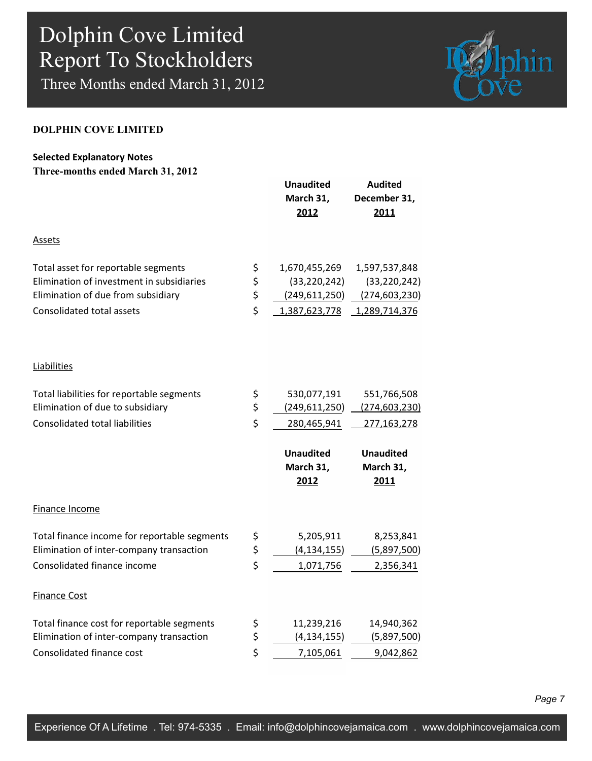# Dolphin Cove Limited
## Report To Stockholders
### Three Months ended March 31, 2012

**DOLPHIN COVE LIMITED**

**Selected Explanatory Notes**
**Three-months ended March 31, 2012**

| | | Unaudited March 31, 2012 | Audited December 31, 2011 |
|---|---|---|---|
| Assets | | | |
| Total asset for reportable segments | $ | 1,670,455,269 | 1,597,537,848 |
| Elimination of investment in subsidiaries | $ | (33,220,242) | (33,220,242) |
| Elimination of due from subsidiary | $ | (249,611,250) | (274,603,230) |
| Consolidated total assets | $ | 1,387,623,778 | 1,289,714,376 |
| Liabilities | | | |
| Total liabilities for reportable segments | $ | 530,077,191 | 551,766,508 |
| Elimination of due to subsidiary | $ | (249,611,250) | (274,603,230) |
| Consolidated total liabilities | $ | 280,465,941 | 277,163,278 |

| | | Unaudited March 31, 2012 | Unaudited March 31, 2011 |
|---|---|---|---|
| Finance Income | | | |
| Total finance income for reportable segments | $ | 5,205,911 | 8,253,841 |
| Elimination of inter-company transaction | $ | (4,134,155) | (5,897,500) |
| Consolidated finance income | $ | 1,071,756 | 2,356,341 |
| Finance Cost | | | |
| Total finance cost for reportable segments | $ | 11,239,216 | 14,940,362 |
| Elimination of inter-company transaction | $ | (4,134,155) | (5,897,500) |
| Consolidated finance cost | $ | 7,105,061 | 9,042,862 |

Experience Of A Lifetime . Tel: 974-5335 . Email: info@dolphincovejamaica.com . www.dolphincovejamaica.com